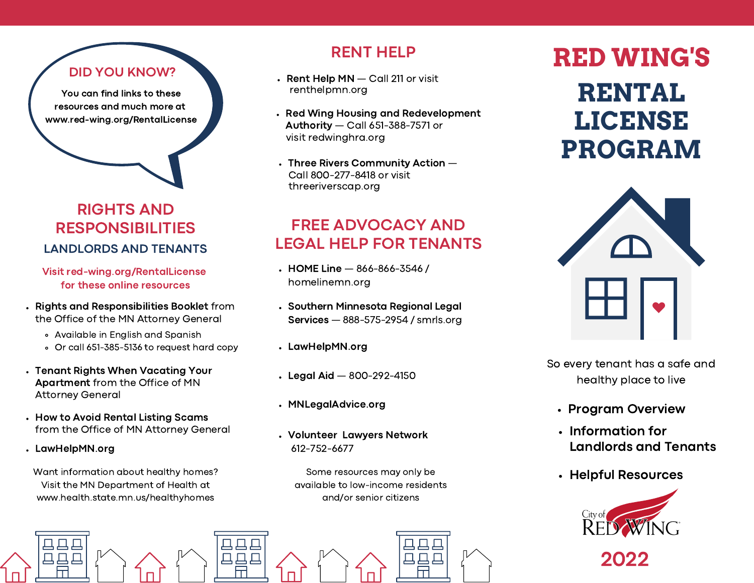## DID YOU KNOW?

You can find links to these resources and much more at www.red-wing.org/RentalLicense

## RIGHTS AND RESPONSIBILITIES

### LANDLORDS AND TENANTS

Visit red-wing.org/RentalLicense for these online resources

- **Rights and Responsibilities Booklet** from the Office of the MN Attorney General
  - Available in English and Spanish
  - Or call 651-385-5136 to request hard copy
- **Tenant Rights When Vacating Your Apartment** from the Office of MN Attorney General
- **How to Avoid Rental Listing Scams** from the Office of MN Attorney General
- **LawHelpMN.org**

Want information about healthy homes? Visit the MN Department of Health at www.health.state.mn.us/healthyhomes

## RENT HELP

- **Rent Help MN** — Call 211 or visit renthelpmn.org
- **Red Wing Housing and Redevelopment Authority** — Call 651-388-7571 or visit redwinghra.org
- **Three Rivers Community Action** — Call 800-277-8418 or visit threeriverscap.org

## FREE ADVOCACY AND LEGAL HELP FOR TENANTS

- **HOME Line** — 866-866-3546 / homelinemn.org
- **Southern Minnesota Regional Legal Services** — 888-575-2954 / smrls.org
- **LawHelpMN.org**
- **Legal Aid** — 800-292-4150
- **MNLegalAdvice.org**
- **Volunteer Lawyers Network** 612-752-6677

Some resources may only be available to low-income residents and/or senior citizens

# RED WING'S RENTAL LICENSE PROGRAM

So every tenant has a safe and healthy place to live

- **Program Overview**
- **Information for Landlords and Tenants**
- **Helpful Resources**

City of RED WING

2022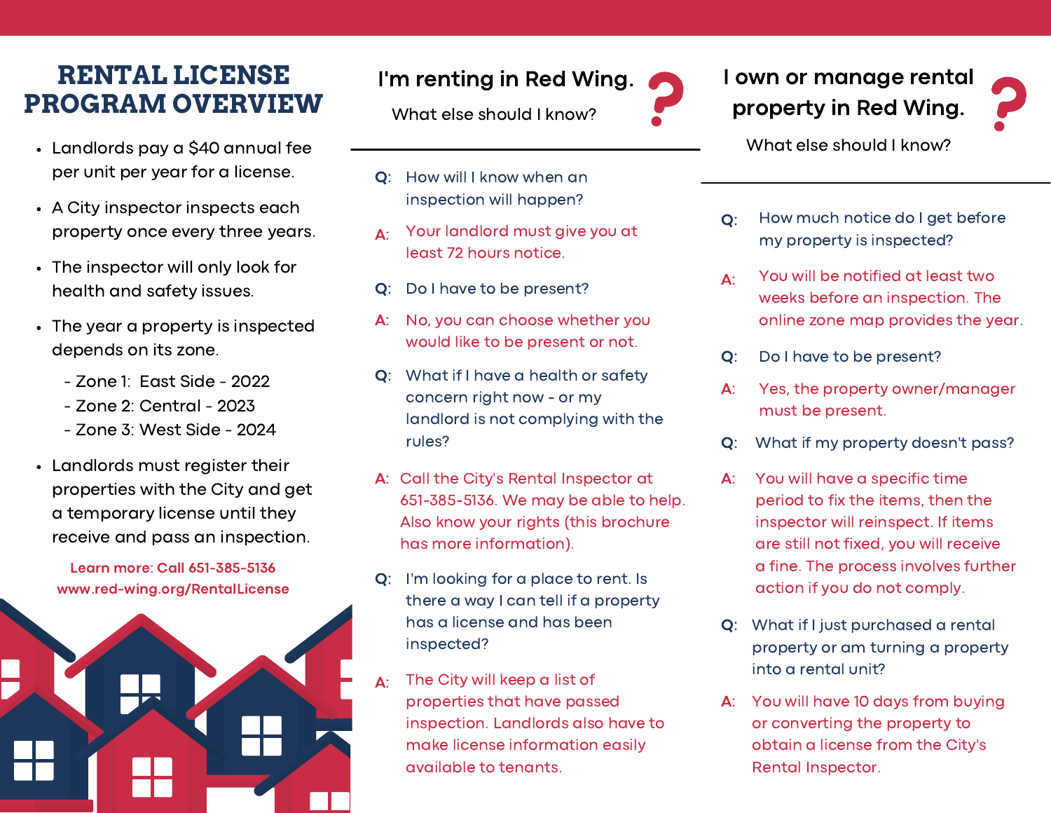# RENTAL LICENSE PROGRAM OVERVIEW

- Landlords pay a $40 annual fee per unit per year for a license.
- A City inspector inspects each property once every three years.
- The inspector will only look for health and safety issues.
- The year a property is inspected depends on its zone.
  - Zone 1: East Side - 2022
  - Zone 2: Central - 2023
  - Zone 3: West Side - 2024
- Landlords must register their properties with the City and get a temporary license until they receive and pass an inspection.

**Learn more: Call 651-385-5136**
**www.red-wing.org/RentalLicense**

## I'm renting in Red Wing.

What else should I know?

Q: How will I know when an inspection will happen?

A: Your landlord must give you at least 72 hours notice.

Q: Do I have to be present?

A: No, you can choose whether you would like to be present or not.

Q: What if I have a health or safety concern right now - or my landlord is not complying with the rules?

A: Call the City's Rental Inspector at 651-385-5136. We may be able to help. Also know your rights (this brochure has more information).

Q: I'm looking for a place to rent. Is there a way I can tell if a property has a license and has been inspected?

A: The City will keep a list of properties that have passed inspection. Landlords also have to make license information easily available to tenants.

## I own or manage rental property in Red Wing.

What else should I know?

Q: How much notice do I get before my property is inspected?

A: You will be notified at least two weeks before an inspection. The online zone map provides the year.

Q: Do I have to be present?

A: Yes, the property owner/manager must be present.

Q: What if my property doesn't pass?

A: You will have a specific time period to fix the items, then the inspector will reinspect. If items are still not fixed, you will receive a fine. The process involves further action if you do not comply.

Q: What if I just purchased a rental property or am turning a property into a rental unit?

A: You will have 10 days from buying or converting the property to obtain a license from the City's Rental Inspector.